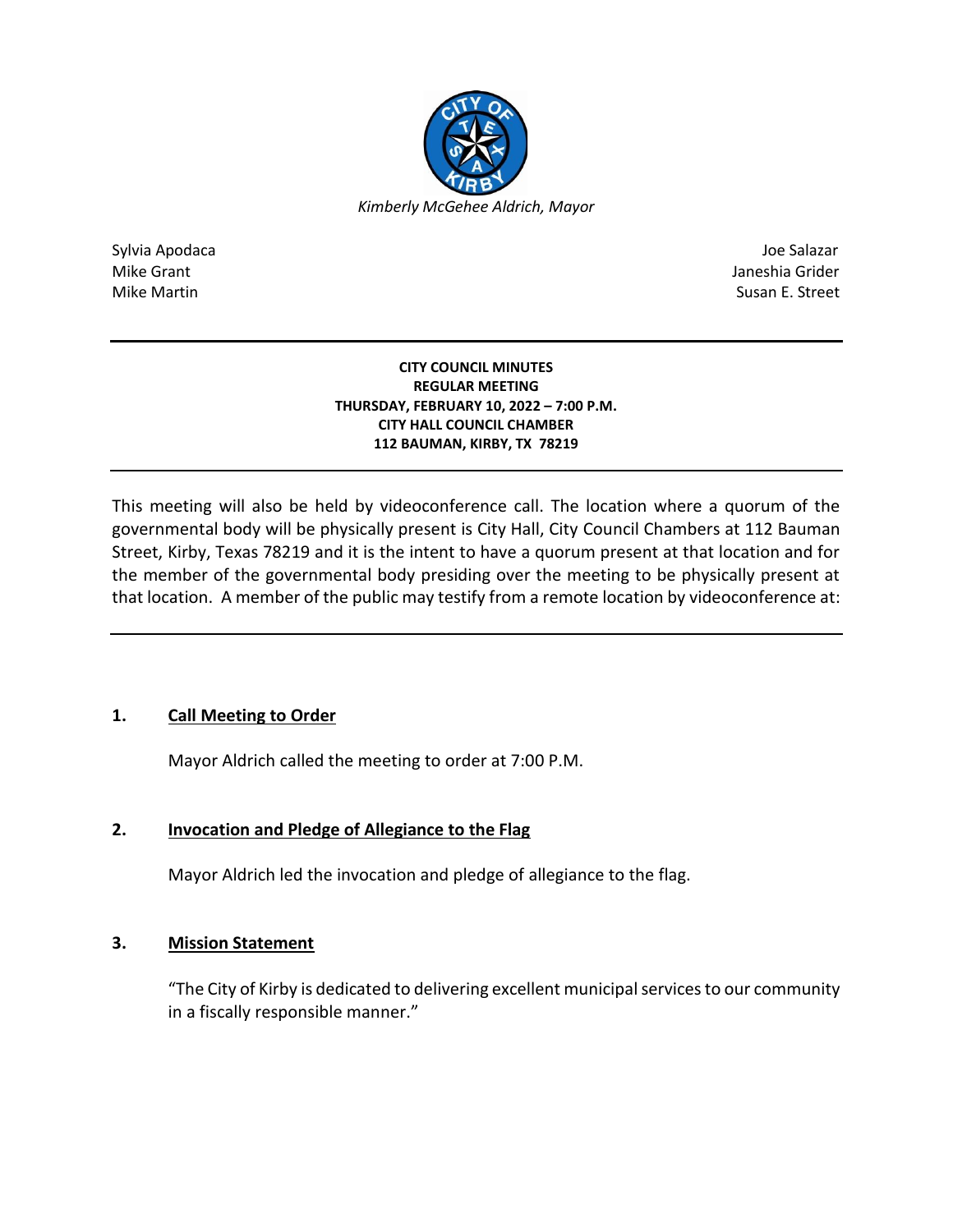*Kimberly McGehee Aldrich, Mayor*

Sylvia Apodaca
Mike Grant
Mike Martin

Joe Salazar
Janeshia Grider
Susan E. Street

---

**CITY COUNCIL MINUTES**
**REGULAR MEETING**
**THURSDAY, FEBRUARY 10, 2022 – 7:00 P.M.**
**CITY HALL COUNCIL CHAMBER**
**112 BAUMAN, KIRBY, TX 78219**

---

This meeting will also be held by videoconference call. The location where a quorum of the governmental body will be physically present is City Hall, City Council Chambers at 112 Bauman Street, Kirby, Texas 78219 and it is the intent to have a quorum present at that location and for the member of the governmental body presiding over the meeting to be physically present at that location. A member of the public may testify from a remote location by videoconference at:

---

## 1. Call Meeting to Order

Mayor Aldrich called the meeting to order at 7:00 P.M.

## 2. Invocation and Pledge of Allegiance to the Flag

Mayor Aldrich led the invocation and pledge of allegiance to the flag.

## 3. Mission Statement

"The City of Kirby is dedicated to delivering excellent municipal services to our community in a fiscally responsible manner."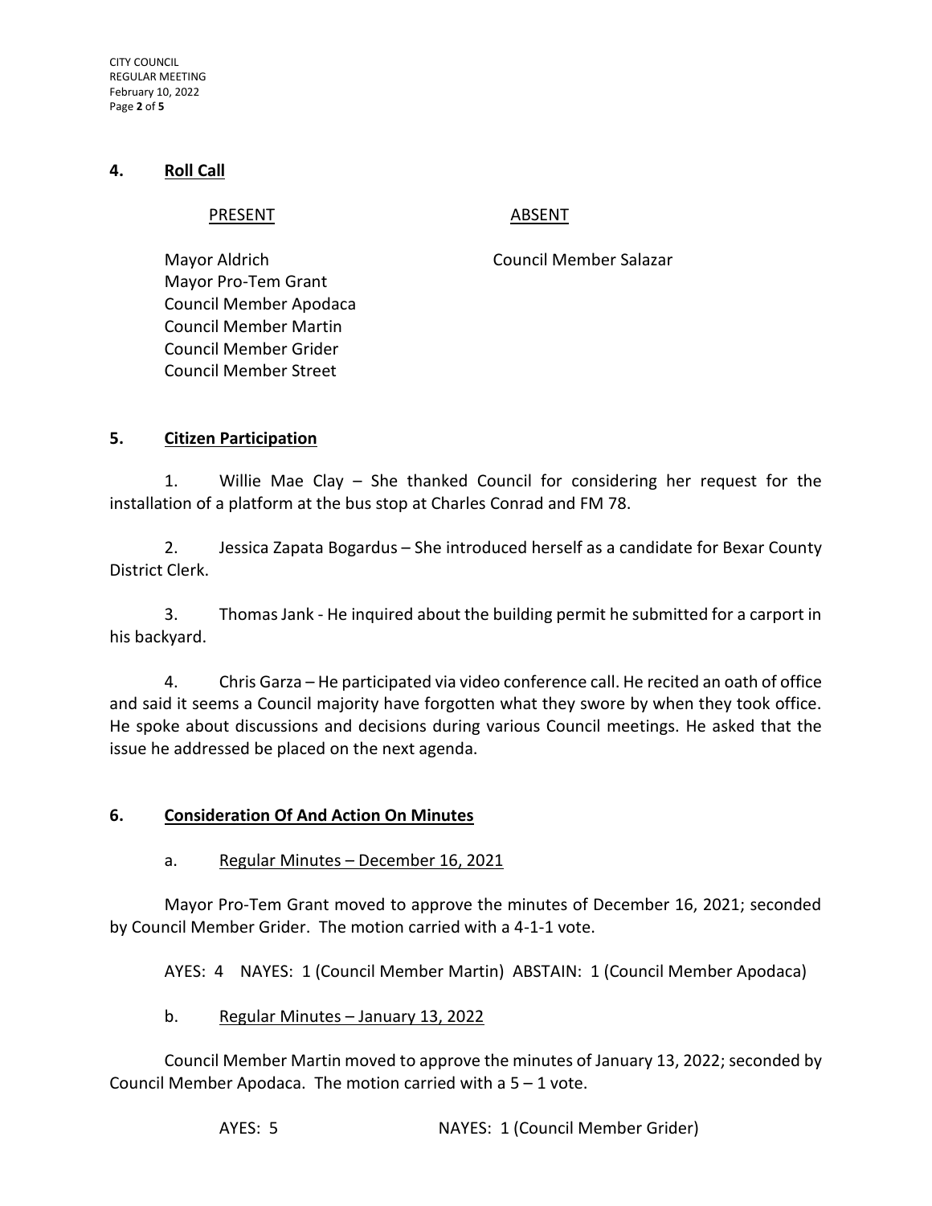## 4. Roll Call

| PRESENT | ABSENT |
|---|---|
| Mayor Aldrich | Council Member Salazar |
| Mayor Pro-Tem Grant | |
| Council Member Apodaca | |
| Council Member Martin | |
| Council Member Grider | |
| Council Member Street | |

## 5. Citizen Participation

1. Willie Mae Clay – She thanked Council for considering her request for the installation of a platform at the bus stop at Charles Conrad and FM 78.

2. Jessica Zapata Bogardus – She introduced herself as a candidate for Bexar County District Clerk.

3. Thomas Jank - He inquired about the building permit he submitted for a carport in his backyard.

4. Chris Garza – He participated via video conference call. He recited an oath of office and said it seems a Council majority have forgotten what they swore by when they took office. He spoke about discussions and decisions during various Council meetings. He asked that the issue he addressed be placed on the next agenda.

## 6. Consideration Of And Action On Minutes

### a. Regular Minutes – December 16, 2021

Mayor Pro-Tem Grant moved to approve the minutes of December 16, 2021; seconded by Council Member Grider. The motion carried with a 4-1-1 vote.

AYES: 4 NAYES: 1 (Council Member Martin) ABSTAIN: 1 (Council Member Apodaca)

### b. Regular Minutes – January 13, 2022

Council Member Martin moved to approve the minutes of January 13, 2022; seconded by Council Member Apodaca. The motion carried with a 5 – 1 vote.

AYES: 5 NAYES: 1 (Council Member Grider)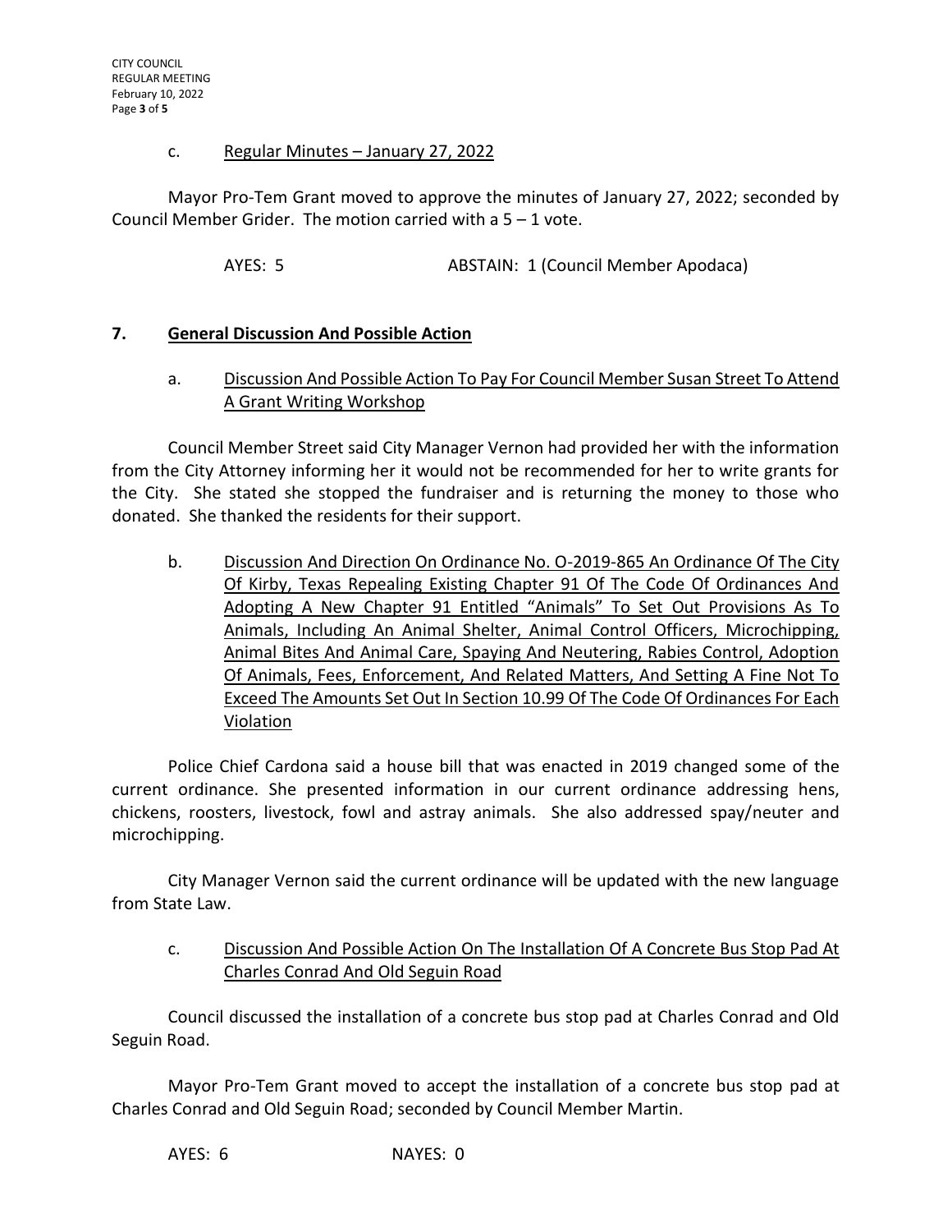c. <u>Regular Minutes – January 27, 2022</u>

Mayor Pro-Tem Grant moved to approve the minutes of January 27, 2022; seconded by Council Member Grider. The motion carried with a 5 – 1 vote.

AYES: 5 ABSTAIN: 1 (Council Member Apodaca)

## 7. <u>General Discussion And Possible Action</u>

a. <u>Discussion And Possible Action To Pay For Council Member Susan Street To Attend A Grant Writing Workshop</u>

Council Member Street said City Manager Vernon had provided her with the information from the City Attorney informing her it would not be recommended for her to write grants for the City. She stated she stopped the fundraiser and is returning the money to those who donated. She thanked the residents for their support.

b. <u>Discussion And Direction On Ordinance No. O-2019-865 An Ordinance Of The City Of Kirby, Texas Repealing Existing Chapter 91 Of The Code Of Ordinances And Adopting A New Chapter 91 Entitled "Animals" To Set Out Provisions As To Animals, Including An Animal Shelter, Animal Control Officers, Microchipping, Animal Bites And Animal Care, Spaying And Neutering, Rabies Control, Adoption Of Animals, Fees, Enforcement, And Related Matters, And Setting A Fine Not To Exceed The Amounts Set Out In Section 10.99 Of The Code Of Ordinances For Each Violation</u>

Police Chief Cardona said a house bill that was enacted in 2019 changed some of the current ordinance. She presented information in our current ordinance addressing hens, chickens, roosters, livestock, fowl and astray animals. She also addressed spay/neuter and microchipping.

City Manager Vernon said the current ordinance will be updated with the new language from State Law.

c. <u>Discussion And Possible Action On The Installation Of A Concrete Bus Stop Pad At Charles Conrad And Old Seguin Road</u>

Council discussed the installation of a concrete bus stop pad at Charles Conrad and Old Seguin Road.

Mayor Pro-Tem Grant moved to accept the installation of a concrete bus stop pad at Charles Conrad and Old Seguin Road; seconded by Council Member Martin.

AYES: 6 NAYES: 0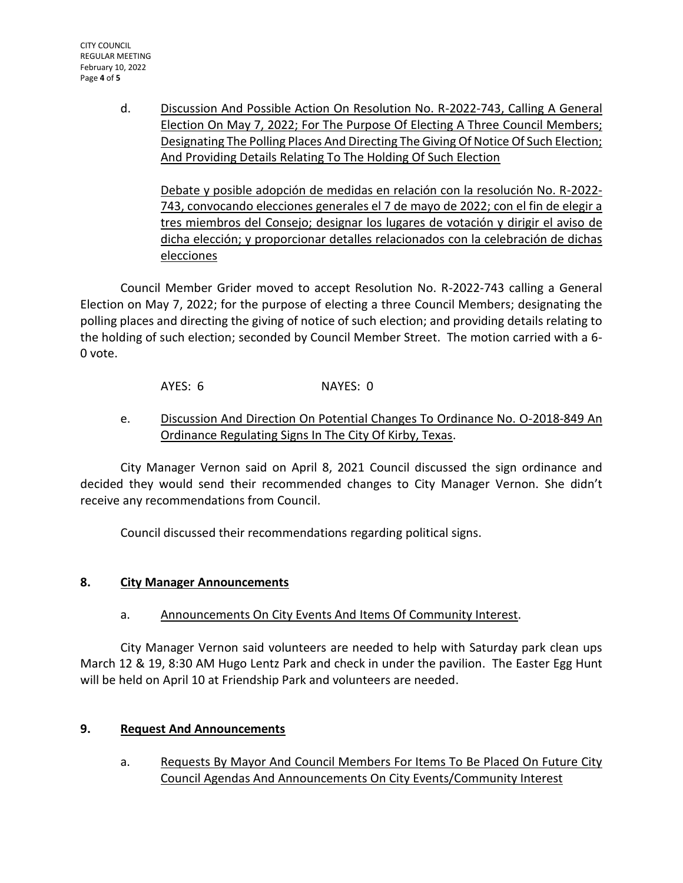d. Discussion And Possible Action On Resolution No. R-2022-743, Calling A General Election On May 7, 2022; For The Purpose Of Electing A Three Council Members; Designating The Polling Places And Directing The Giving Of Notice Of Such Election; And Providing Details Relating To The Holding Of Such Election

Debate y posible adopción de medidas en relación con la resolución No. R-2022-743, convocando elecciones generales el 7 de mayo de 2022; con el fin de elegir a tres miembros del Consejo; designar los lugares de votación y dirigir el aviso de dicha elección; y proporcionar detalles relacionados con la celebración de dichas elecciones

Council Member Grider moved to accept Resolution No. R-2022-743 calling a General Election on May 7, 2022; for the purpose of electing a three Council Members; designating the polling places and directing the giving of notice of such election; and providing details relating to the holding of such election; seconded by Council Member Street. The motion carried with a 6-0 vote.

AYES: 6 NAYES: 0

e. Discussion And Direction On Potential Changes To Ordinance No. O-2018-849 An Ordinance Regulating Signs In The City Of Kirby, Texas.

City Manager Vernon said on April 8, 2021 Council discussed the sign ordinance and decided they would send their recommended changes to City Manager Vernon. She didn't receive any recommendations from Council.

Council discussed their recommendations regarding political signs.

## 8. City Manager Announcements

a. Announcements On City Events And Items Of Community Interest.

City Manager Vernon said volunteers are needed to help with Saturday park clean ups March 12 & 19, 8:30 AM Hugo Lentz Park and check in under the pavilion. The Easter Egg Hunt will be held on April 10 at Friendship Park and volunteers are needed.

## 9. Request And Announcements

a. Requests By Mayor And Council Members For Items To Be Placed On Future City Council Agendas And Announcements On City Events/Community Interest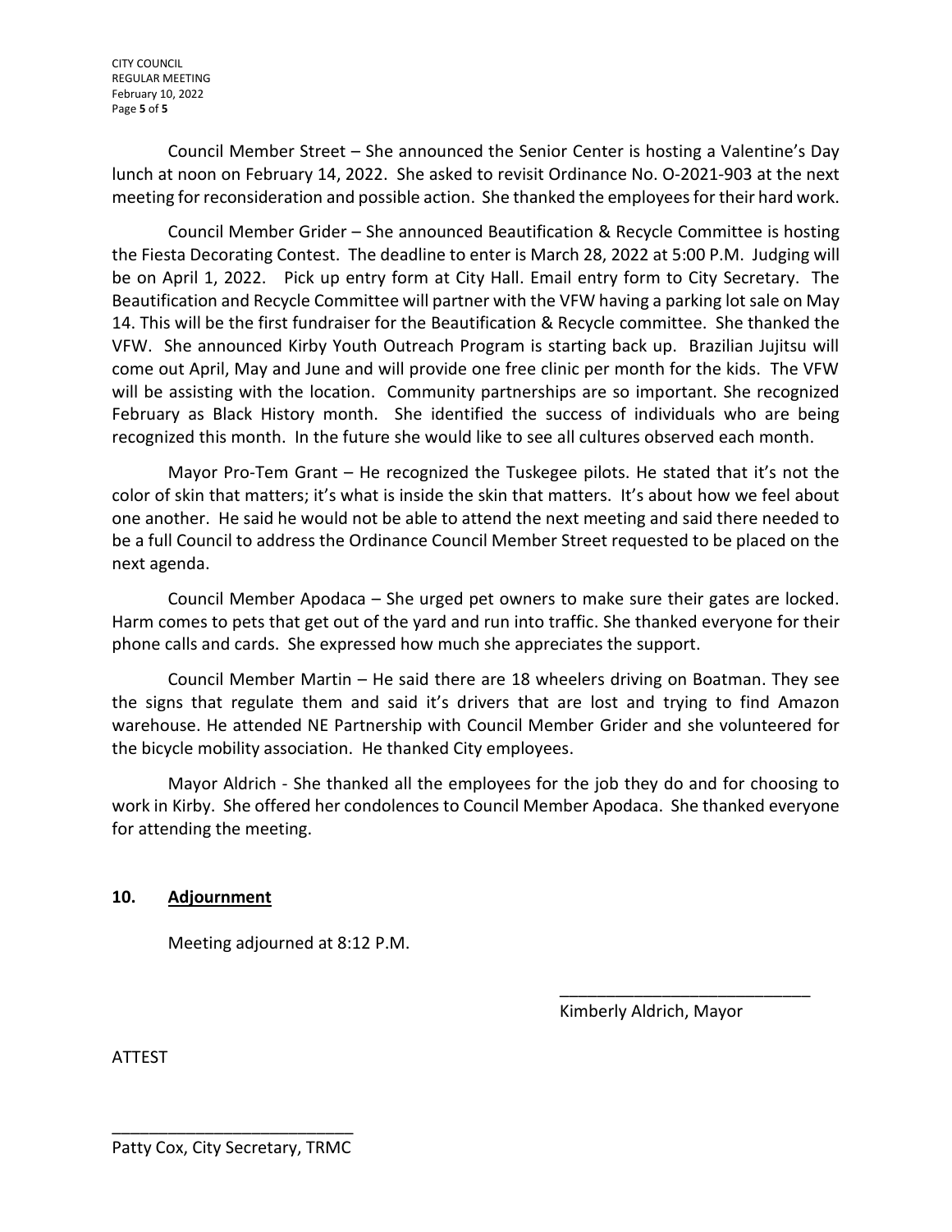Council Member Street – She announced the Senior Center is hosting a Valentine's Day lunch at noon on February 14, 2022. She asked to revisit Ordinance No. O-2021-903 at the next meeting for reconsideration and possible action. She thanked the employees for their hard work.

Council Member Grider – She announced Beautification & Recycle Committee is hosting the Fiesta Decorating Contest. The deadline to enter is March 28, 2022 at 5:00 P.M. Judging will be on April 1, 2022. Pick up entry form at City Hall. Email entry form to City Secretary. The Beautification and Recycle Committee will partner with the VFW having a parking lot sale on May 14. This will be the first fundraiser for the Beautification & Recycle committee. She thanked the VFW. She announced Kirby Youth Outreach Program is starting back up. Brazilian Jujitsu will come out April, May and June and will provide one free clinic per month for the kids. The VFW will be assisting with the location. Community partnerships are so important. She recognized February as Black History month. She identified the success of individuals who are being recognized this month. In the future she would like to see all cultures observed each month.

Mayor Pro-Tem Grant – He recognized the Tuskegee pilots. He stated that it's not the color of skin that matters; it's what is inside the skin that matters. It's about how we feel about one another. He said he would not be able to attend the next meeting and said there needed to be a full Council to address the Ordinance Council Member Street requested to be placed on the next agenda.

Council Member Apodaca – She urged pet owners to make sure their gates are locked. Harm comes to pets that get out of the yard and run into traffic. She thanked everyone for their phone calls and cards. She expressed how much she appreciates the support.

Council Member Martin – He said there are 18 wheelers driving on Boatman. They see the signs that regulate them and said it's drivers that are lost and trying to find Amazon warehouse. He attended NE Partnership with Council Member Grider and she volunteered for the bicycle mobility association. He thanked City employees.

Mayor Aldrich - She thanked all the employees for the job they do and for choosing to work in Kirby. She offered her condolences to Council Member Apodaca. She thanked everyone for attending the meeting.

## 10. Adjournment

Meeting adjourned at 8:12 P.M.

\_\_\_\_\_\_\_\_\_\_\_\_\_\_\_\_\_\_\_\_\_\_\_\_\_\_\_

Kimberly Aldrich, Mayor

ATTEST

\_\_\_\_\_\_\_\_\_\_\_\_\_\_\_\_\_\_\_\_\_\_\_\_\_\_\_

Patty Cox, City Secretary, TRMC